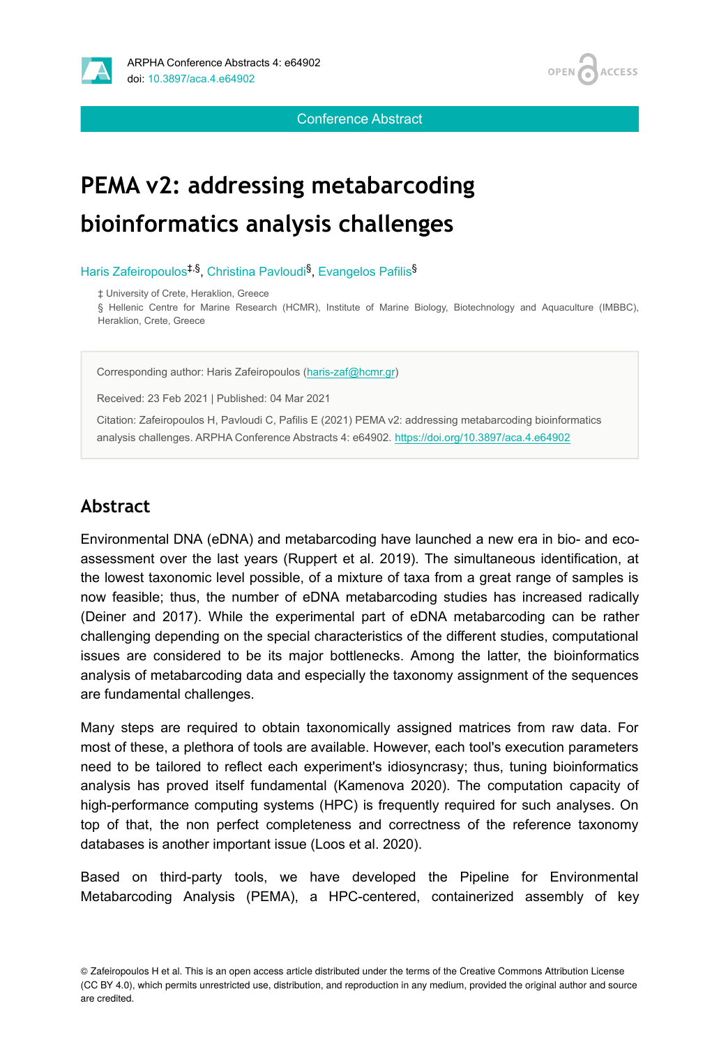Conference Abstract

# PEMA v2: addressing metabarcoding bioinformatics analysis challenges

Haris Zafeiropoulos[‡,§], Christina Pavloudi[§], Evangelos Pafilis[§]

‡ University of Crete, Heraklion, Greece

§ Hellenic Centre for Marine Research (HCMR), Institute of Marine Biology, Biotechnology and Aquaculture (IMBBC), Heraklion, Crete, Greece

Corresponding author: Haris Zafeiropoulos (haris-zaf@hcmr.gr)

Received: 23 Feb 2021 | Published: 04 Mar 2021

Citation: Zafeiropoulos H, Pavloudi C, Pafilis E (2021) PEMA v2: addressing metabarcoding bioinformatics analysis challenges. ARPHA Conference Abstracts 4: e64902. https://doi.org/10.3897/aca.4.e64902

## Abstract

Environmental DNA (eDNA) and metabarcoding have launched a new era in bio- and eco-assessment over the last years (Ruppert et al. 2019). The simultaneous identification, at the lowest taxonomic level possible, of a mixture of taxa from a great range of samples is now feasible; thus, the number of eDNA metabarcoding studies has increased radically (Deiner and 2017). While the experimental part of eDNA metabarcoding can be rather challenging depending on the special characteristics of the different studies, computational issues are considered to be its major bottlenecks. Among the latter, the bioinformatics analysis of metabarcoding data and especially the taxonomy assignment of the sequences are fundamental challenges.

Many steps are required to obtain taxonomically assigned matrices from raw data. For most of these, a plethora of tools are available. However, each tool's execution parameters need to be tailored to reflect each experiment's idiosyncrasy; thus, tuning bioinformatics analysis has proved itself fundamental (Kamenova 2020). The computation capacity of high-performance computing systems (HPC) is frequently required for such analyses. On top of that, the non perfect completeness and correctness of the reference taxonomy databases is another important issue (Loos et al. 2020).

Based on third-party tools, we have developed the Pipeline for Environmental Metabarcoding Analysis (PEMA), a HPC-centered, containerized assembly of key

© Zafeiropoulos H et al. This is an open access article distributed under the terms of the Creative Commons Attribution License (CC BY 4.0), which permits unrestricted use, distribution, and reproduction in any medium, provided the original author and source are credited.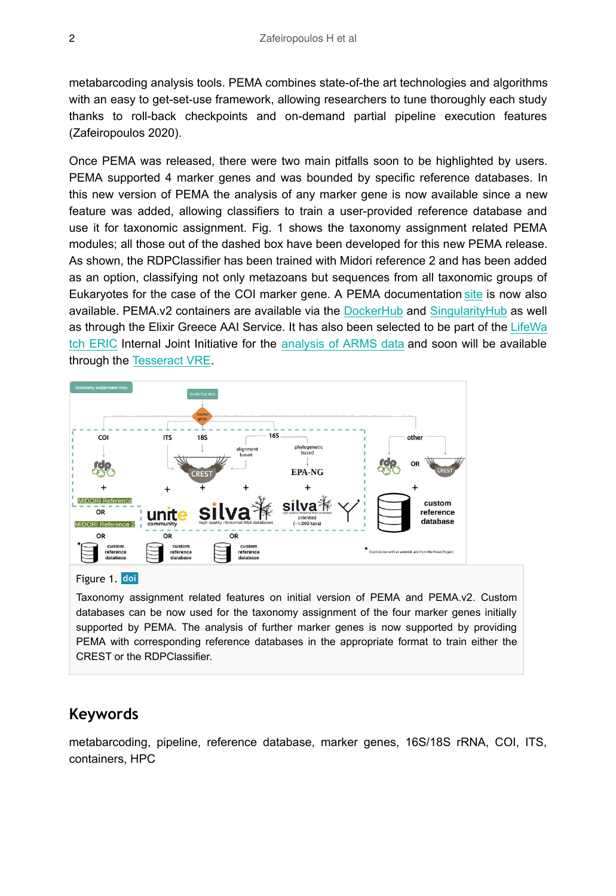metabarcoding analysis tools. PEMA combines state-of-the art technologies and algorithms with an easy to get-set-use framework, allowing researchers to tune thoroughly each study thanks to roll-back checkpoints and on-demand partial pipeline execution features (Zafeiropoulos 2020).

Once PEMA was released, there were two main pitfalls soon to be highlighted by users. PEMA supported 4 marker genes and was bounded by specific reference databases. In this new version of PEMA the analysis of any marker gene is now available since a new feature was added, allowing classifiers to train a user-provided reference database and use it for taxonomic assignment. Fig. 1 shows the taxonomy assignment related PEMA modules; all those out of the dashed box have been developed for this new PEMA release. As shown, the RDPClassifier has been trained with Midori reference 2 and has been added as an option, classifying not only metazoans but sequences from all taxonomic groups of Eukaryotes for the case of the COI marker gene. A PEMA documentation site is now also available. PEMA.v2 containers are available via the DockerHub and SingularityHub as well as through the Elixir Greece AAI Service. It has also been selected to be part of the LifeWatch ERIC Internal Joint Initiative for the analysis of ARMS data and soon will be available through the Tesseract VRE.

Figure 1. doi

Taxonomy assignment related features on initial version of PEMA and PEMA.v2. Custom databases can be now used for the taxonomy assignment of the four marker genes initially supported by PEMA. The analysis of further marker genes is now supported by providing PEMA with corresponding reference databases in the appropriate format to train either the CREST or the RDPClassifier.

## Keywords

metabarcoding, pipeline, reference database, marker genes, 16S/18S rRNA, COI, ITS, containers, HPC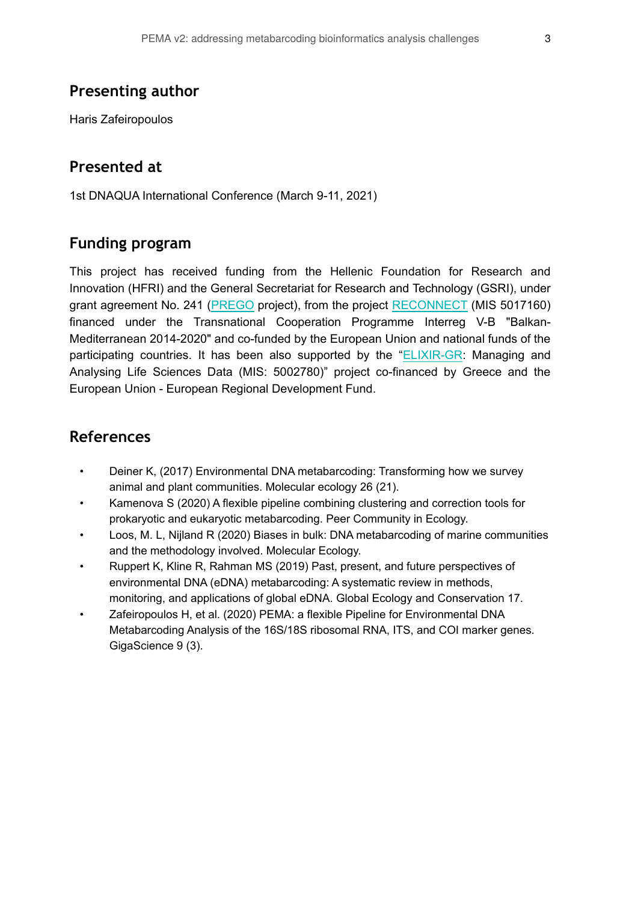## Presenting author

Haris Zafeiropoulos

## Presented at

1st DNAQUA International Conference (March 9-11, 2021)

## Funding program

This project has received funding from the Hellenic Foundation for Research and Innovation (HFRI) and the General Secretariat for Research and Technology (GSRI), under grant agreement No. 241 (PREGO project), from the project RECONNECT (MIS 5017160) financed under the Transnational Cooperation Programme Interreg V-B "Balkan-Mediterranean 2014-2020" and co-funded by the European Union and national funds of the participating countries. It has been also supported by the "ELIXIR-GR: Managing and Analysing Life Sciences Data (MIS: 5002780)" project co-financed by Greece and the European Union - European Regional Development Fund.

## References

- Deiner K, (2017) Environmental DNA metabarcoding: Transforming how we survey animal and plant communities. Molecular ecology 26 (21).
- Kamenova S (2020) A flexible pipeline combining clustering and correction tools for prokaryotic and eukaryotic metabarcoding. Peer Community in Ecology.
- Loos, M. L, Nijland R (2020) Biases in bulk: DNA metabarcoding of marine communities and the methodology involved. Molecular Ecology.
- Ruppert K, Kline R, Rahman MS (2019) Past, present, and future perspectives of environmental DNA (eDNA) metabarcoding: A systematic review in methods, monitoring, and applications of global eDNA. Global Ecology and Conservation 17.
- Zafeiropoulos H, et al. (2020) PEMA: a flexible Pipeline for Environmental DNA Metabarcoding Analysis of the 16S/18S ribosomal RNA, ITS, and COI marker genes. GigaScience 9 (3).